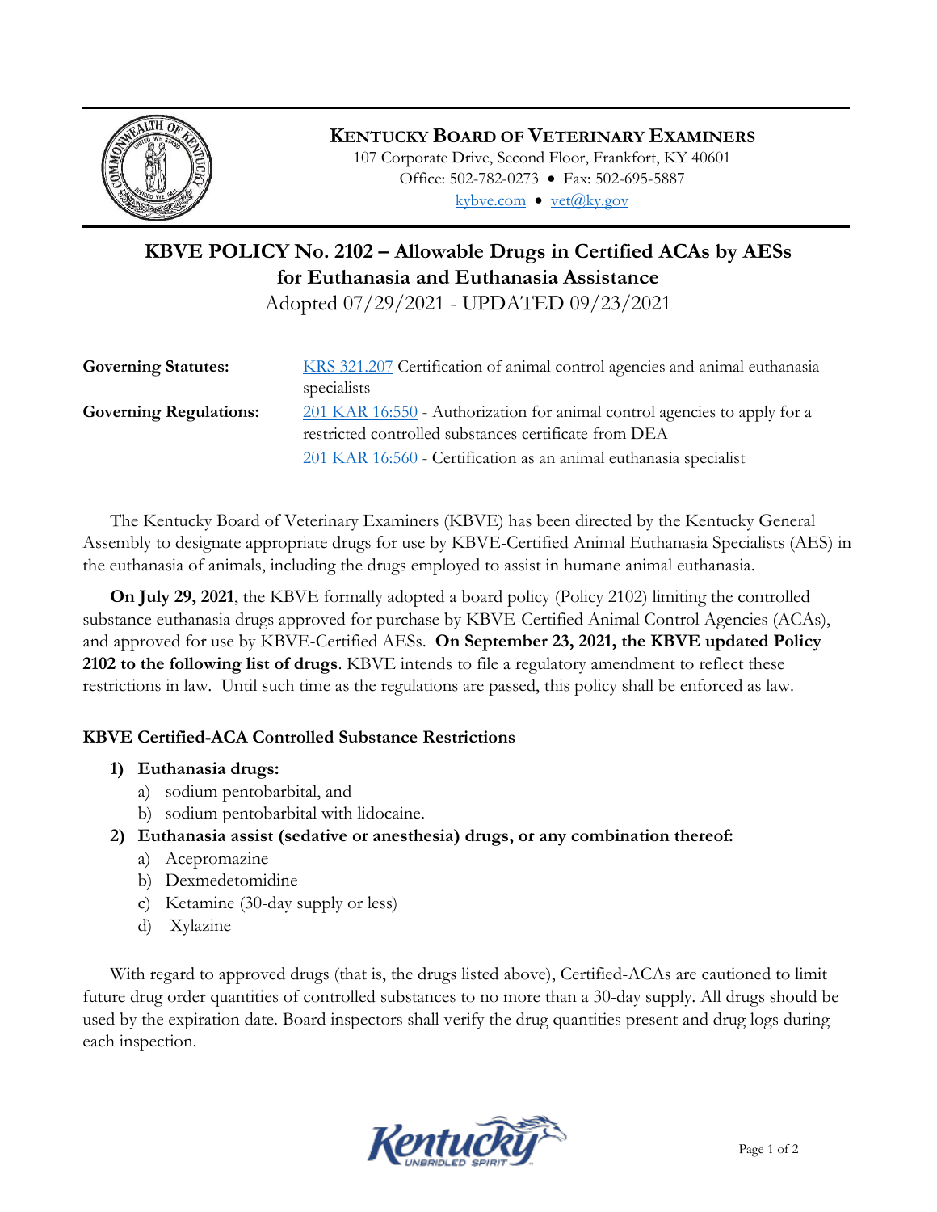**KENTUCKY BOARD OF VETERINARY EXAMINERS**

107 Corporate Drive, Second Floor, Frankfort, KY 40601

Office: 502-782-0273 • Fax: 502-695-5887

kybve.com • vet@ky.gov

# KBVE POLICY No. 2102 – Allowable Drugs in Certified ACAs by AESs for Euthanasia and Euthanasia Assistance

Adopted 07/29/2021 - UPDATED 09/23/2021

| | |
|---|---|
| **Governing Statutes:** | KRS 321.207 Certification of animal control agencies and animal euthanasia specialists |
| **Governing Regulations:** | 201 KAR 16:550 - Authorization for animal control agencies to apply for a restricted controlled substances certificate from DEA |
| | 201 KAR 16:560 - Certification as an animal euthanasia specialist |

The Kentucky Board of Veterinary Examiners (KBVE) has been directed by the Kentucky General Assembly to designate appropriate drugs for use by KBVE-Certified Animal Euthanasia Specialists (AES) in the euthanasia of animals, including the drugs employed to assist in humane animal euthanasia.

**On July 29, 2021**, the KBVE formally adopted a board policy (Policy 2102) limiting the controlled substance euthanasia drugs approved for purchase by KBVE-Certified Animal Control Agencies (ACAs), and approved for use by KBVE-Certified AESs. **On September 23, 2021, the KBVE updated Policy 2102 to the following list of drugs**. KBVE intends to file a regulatory amendment to reflect these restrictions in law. Until such time as the regulations are passed, this policy shall be enforced as law.

### KBVE Certified-ACA Controlled Substance Restrictions

1) **Euthanasia drugs:**
   a) sodium pentobarbital, and
   b) sodium pentobarbital with lidocaine.
2) **Euthanasia assist (sedative or anesthesia) drugs, or any combination thereof:**
   a) Acepromazine
   b) Dexmedetomidine
   c) Ketamine (30-day supply or less)
   d) Xylazine

With regard to approved drugs (that is, the drugs listed above), Certified-ACAs are cautioned to limit future drug order quantities of controlled substances to no more than a 30-day supply. All drugs should be used by the expiration date. Board inspectors shall verify the drug quantities present and drug logs during each inspection.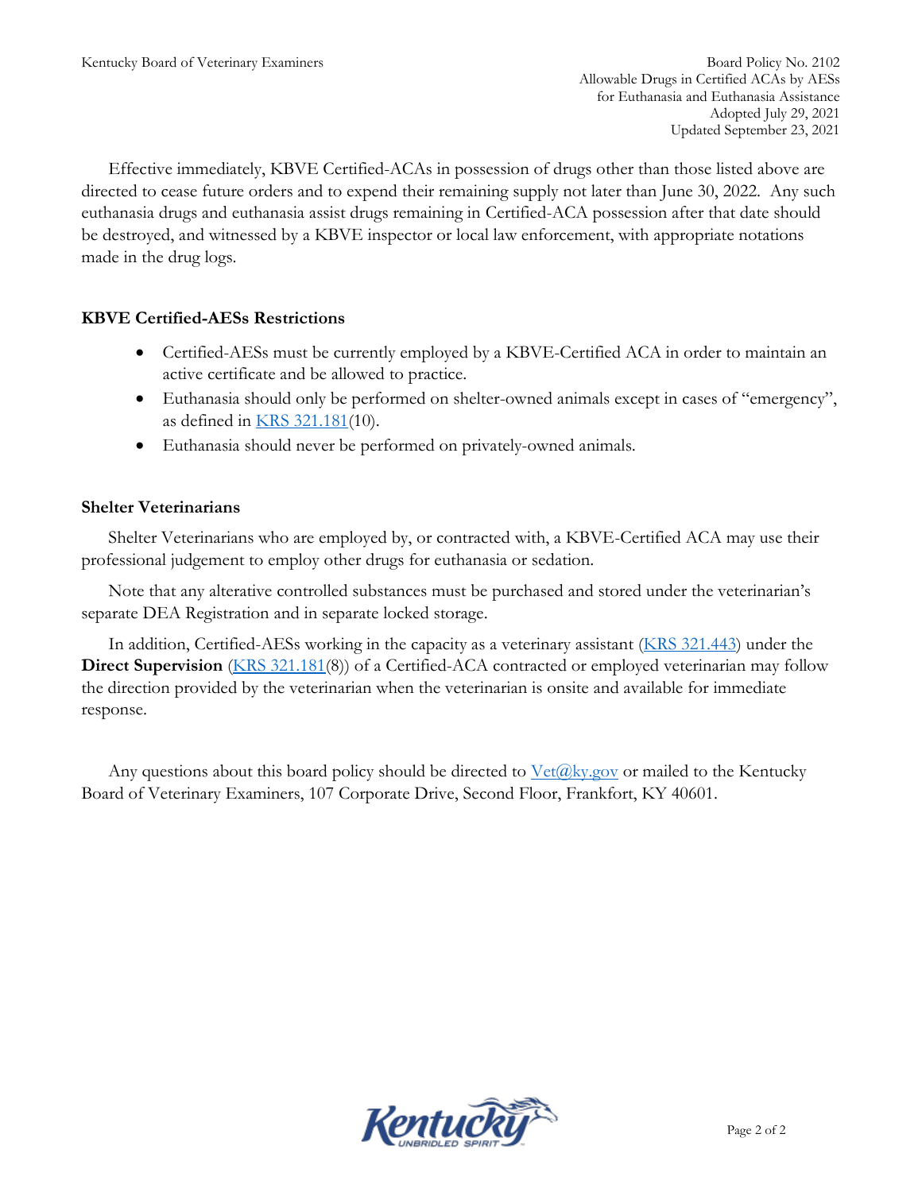Effective immediately, KBVE Certified-ACAs in possession of drugs other than those listed above are directed to cease future orders and to expend their remaining supply not later than June 30, 2022. Any such euthanasia drugs and euthanasia assist drugs remaining in Certified-ACA possession after that date should be destroyed, and witnessed by a KBVE inspector or local law enforcement, with appropriate notations made in the drug logs.

**KBVE Certified-AESs Restrictions**

- Certified-AESs must be currently employed by a KBVE-Certified ACA in order to maintain an active certificate and be allowed to practice.
- Euthanasia should only be performed on shelter-owned animals except in cases of "emergency", as defined in KRS 321.181(10).
- Euthanasia should never be performed on privately-owned animals.

**Shelter Veterinarians**

Shelter Veterinarians who are employed by, or contracted with, a KBVE-Certified ACA may use their professional judgement to employ other drugs for euthanasia or sedation.

Note that any alterative controlled substances must be purchased and stored under the veterinarian's separate DEA Registration and in separate locked storage.

In addition, Certified-AESs working in the capacity as a veterinary assistant (KRS 321.443) under the **Direct Supervision** (KRS 321.181(8)) of a Certified-ACA contracted or employed veterinarian may follow the direction provided by the veterinarian when the veterinarian is onsite and available for immediate response.

Any questions about this board policy should be directed to Vet@ky.gov or mailed to the Kentucky Board of Veterinary Examiners, 107 Corporate Drive, Second Floor, Frankfort, KY 40601.